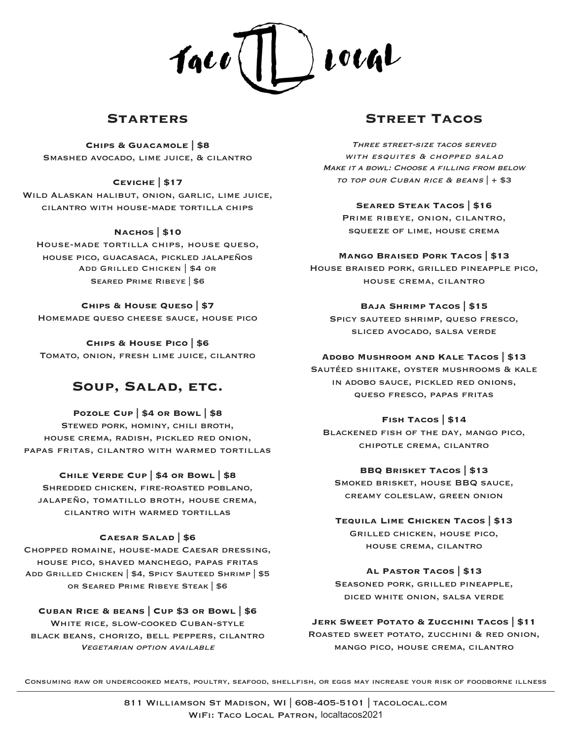# Taco Local

## Starters

**Chips & Guacamole | $8**
Smashed avocado, lime juice, & cilantro

**Ceviche | $17**
Wild Alaskan halibut, onion, garlic, lime juice, cilantro with house-made tortilla chips

**Nachos | $10**
House-made tortilla chips, house queso, house pico, guacasaca, pickled jalapeños
Add Grilled Chicken | $4 or Seared Prime Ribeye | $6

**Chips & House Queso | $7**
Homemade queso cheese sauce, house pico

**Chips & House Pico | $6**
Tomato, onion, fresh lime juice, cilantro

## Soup, Salad, etc.

**Pozole Cup | $4 or Bowl | $8**
Stewed pork, hominy, chili broth, house crema, radish, pickled red onion, papas fritas, cilantro with warmed tortillas

**Chile Verde Cup | $4 or Bowl | $8**
Shredded chicken, fire-roasted poblano, jalapeño, tomatillo broth, house crema, cilantro with warmed tortillas

**Caesar Salad | $6**
Chopped romaine, house-made Caesar dressing, house pico, shaved manchego, papas fritas
Add Grilled Chicken | $4, Spicy Sauteed Shrimp | $5 or Seared Prime Ribeye Steak | $6

**Cuban Rice & beans | Cup $3 or Bowl | $6**
White rice, slow-cooked Cuban-style black beans, chorizo, bell peppers, cilantro
*Vegetarian option available*

## Street Tacos

*Three street-size tacos served with esquites & chopped salad*
*Make it a bowl: Choose a filling from below to top our Cuban rice & beans* | + $3

**Seared Steak Tacos | $16**
Prime ribeye, onion, cilantro, squeeze of lime, house crema

**Mango Braised Pork Tacos | $13**
House braised pork, grilled pineapple pico, house crema, cilantro

**Baja Shrimp Tacos | $15**
Spicy sauteed shrimp, queso fresco, sliced avocado, salsa verde

**Adobo Mushroom and Kale Tacos | $13**
Sautéed shiitake, oyster mushrooms & kale in adobo sauce, pickled red onions, queso fresco, papas fritas

**Fish Tacos | $14**
Blackened fish of the day, mango pico, chipotle crema, cilantro

**BBQ Brisket Tacos | $13**
Smoked brisket, house BBQ sauce, creamy coleslaw, green onion

**Tequila Lime Chicken Tacos | $13**
Grilled chicken, house pico, house crema, cilantro

**Al Pastor Tacos | $13**
Seasoned pork, grilled pineapple, diced white onion, salsa verde

**Jerk Sweet Potato & Zucchini Tacos | $11**
Roasted sweet potato, zucchini & red onion, mango pico, house crema, cilantro

Consuming raw or undercooked meats, poultry, seafood, shellfish, or eggs may increase your risk of foodborne illness

---

811 Williamson St Madison, WI | 608-405-5101 | tacolocal.com
WiFi: Taco Local Patron, localtacos2021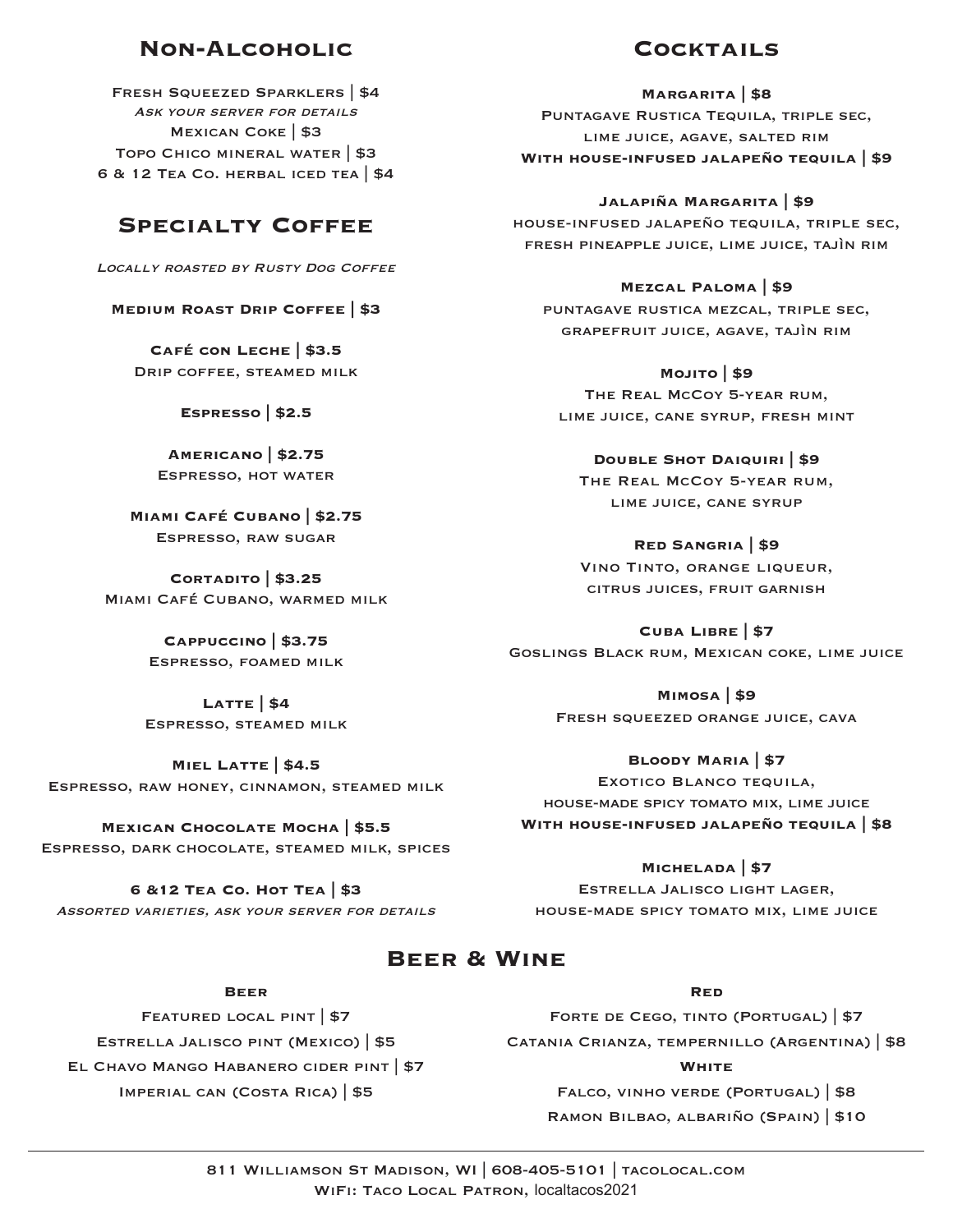## Non-Alcoholic

Fresh Squeezed Sparklers | $4
*Ask your server for details*
Mexican Coke | $3
Topo Chico mineral water | $3
6 & 12 Tea Co. herbal iced tea | $4

## Specialty Coffee

*Locally roasted by Rusty Dog Coffee*

**Medium Roast Drip Coffee | $3**

**Café con Leche | $3.5**
Drip coffee, steamed milk

**Espresso | $2.5**

**Americano | $2.75**
Espresso, hot water

**Miami Café Cubano | $2.75**
Espresso, raw sugar

**Cortadito | $3.25**
Miami Café Cubano, warmed milk

**Cappuccino | $3.75**
Espresso, foamed milk

**Latte | $4**
Espresso, steamed milk

**Miel Latte | $4.5**
Espresso, raw honey, cinnamon, steamed milk

**Mexican Chocolate Mocha | $5.5**
Espresso, dark chocolate, steamed milk, spices

**6 &12 Tea Co. Hot Tea | $3**
*Assorted varieties, ask your server for details*

## Cocktails

**Margarita | $8**
Puntagave Rustica Tequila, triple sec, lime juice, agave, salted rim
**With house-infused jalapeño tequila | $9**

**Jalapiña Margarita | $9**
house-infused jalapeño tequila, triple sec, fresh pineapple juice, lime juice, tajìn rim

**Mezcal Paloma | $9**
puntagave rustica mezcal, triple sec, grapefruit juice, agave, tajìn rim

**Mojito | $9**
The Real McCoy 5-year rum, lime juice, cane syrup, fresh mint

**Double Shot Daiquiri | $9**
The Real McCoy 5-year rum, lime juice, cane syrup

**Red Sangria | $9**
Vino Tinto, orange liqueur, citrus juices, fruit garnish

**Cuba Libre | $7**
Goslings Black rum, Mexican coke, lime juice

**Mimosa | $9**
Fresh squeezed orange juice, cava

**Bloody Maria | $7**
Exotico Blanco tequila, house-made spicy tomato mix, lime juice
**With house-infused jalapeño tequila | $8**

**Michelada | $7**
Estrella Jalisco light lager, house-made spicy tomato mix, lime juice

## Beer & Wine

**Beer**

Featured local pint | $7
Estrella Jalisco pint (Mexico) | $5
El Chavo Mango Habanero cider pint | $7
Imperial can (Costa Rica) | $5

**Red**

Forte de Cego, tinto (Portugal) | $7
Catania Crianza, tempernillo (Argentina) | $8

**White**

Falco, vinho verde (Portugal) | $8
Ramon Bilbao, albariño (Spain) | $10

---

811 Williamson St Madison, WI | 608-405-5101 | tacolocal.com
WiFi: Taco Local Patron, localtacos2021